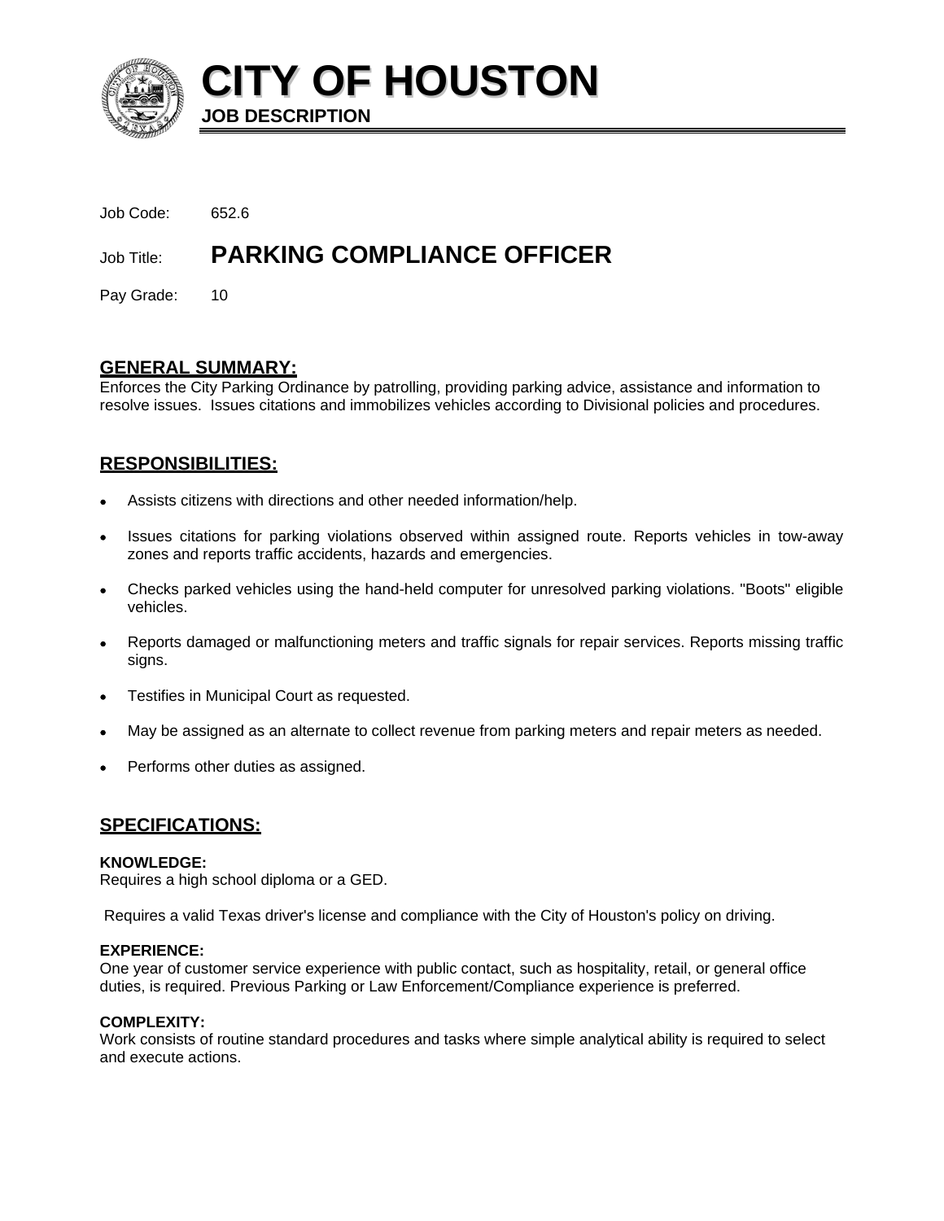# CITY OF HOUSTON

**JOB DESCRIPTION**

Job Code: 652.6

Job Title: **PARKING COMPLIANCE OFFICER**

Pay Grade: 10

## GENERAL SUMMARY:

Enforces the City Parking Ordinance by patrolling, providing parking advice, assistance and information to resolve issues. Issues citations and immobilizes vehicles according to Divisional policies and procedures.

## RESPONSIBILITIES:

- Assists citizens with directions and other needed information/help.
- Issues citations for parking violations observed within assigned route. Reports vehicles in tow-away zones and reports traffic accidents, hazards and emergencies.
- Checks parked vehicles using the hand-held computer for unresolved parking violations. "Boots" eligible vehicles.
- Reports damaged or malfunctioning meters and traffic signals for repair services. Reports missing traffic signs.
- Testifies in Municipal Court as requested.
- May be assigned as an alternate to collect revenue from parking meters and repair meters as needed.
- Performs other duties as assigned.

## SPECIFICATIONS:

**KNOWLEDGE:**
Requires a high school diploma or a GED.

Requires a valid Texas driver's license and compliance with the City of Houston's policy on driving.

**EXPERIENCE:**
One year of customer service experience with public contact, such as hospitality, retail, or general office duties, is required. Previous Parking or Law Enforcement/Compliance experience is preferred.

**COMPLEXITY:**
Work consists of routine standard procedures and tasks where simple analytical ability is required to select and execute actions.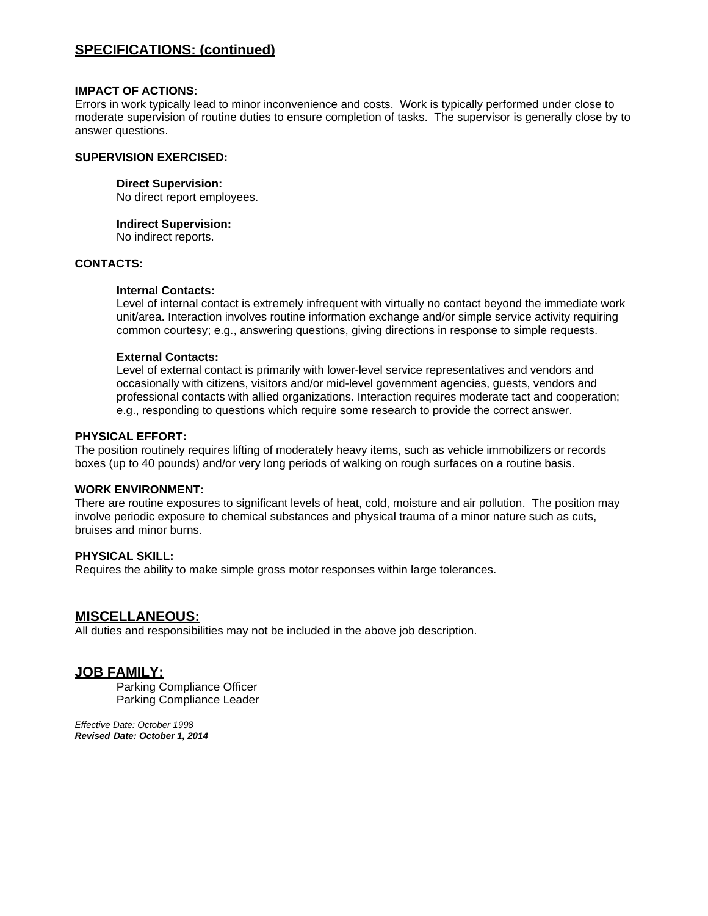## SPECIFICATIONS: (continued)

**IMPACT OF ACTIONS:**
Errors in work typically lead to minor inconvenience and costs. Work is typically performed under close to moderate supervision of routine duties to ensure completion of tasks. The supervisor is generally close by to answer questions.

**SUPERVISION EXERCISED:**

**Direct Supervision:**
No direct report employees.

**Indirect Supervision:**
No indirect reports.

**CONTACTS:**

**Internal Contacts:**
Level of internal contact is extremely infrequent with virtually no contact beyond the immediate work unit/area. Interaction involves routine information exchange and/or simple service activity requiring common courtesy; e.g., answering questions, giving directions in response to simple requests.

**External Contacts:**
Level of external contact is primarily with lower-level service representatives and vendors and occasionally with citizens, visitors and/or mid-level government agencies, guests, vendors and professional contacts with allied organizations. Interaction requires moderate tact and cooperation; e.g., responding to questions which require some research to provide the correct answer.

**PHYSICAL EFFORT:**
The position routinely requires lifting of moderately heavy items, such as vehicle immobilizers or records boxes (up to 40 pounds) and/or very long periods of walking on rough surfaces on a routine basis.

**WORK ENVIRONMENT:**
There are routine exposures to significant levels of heat, cold, moisture and air pollution. The position may involve periodic exposure to chemical substances and physical trauma of a minor nature such as cuts, bruises and minor burns.

**PHYSICAL SKILL:**
Requires the ability to make simple gross motor responses within large tolerances.

## MISCELLANEOUS:
All duties and responsibilities may not be included in the above job description.

## JOB FAMILY:
Parking Compliance Officer
Parking Compliance Leader

*Effective Date: October 1998*
***Revised Date: October 1, 2014***